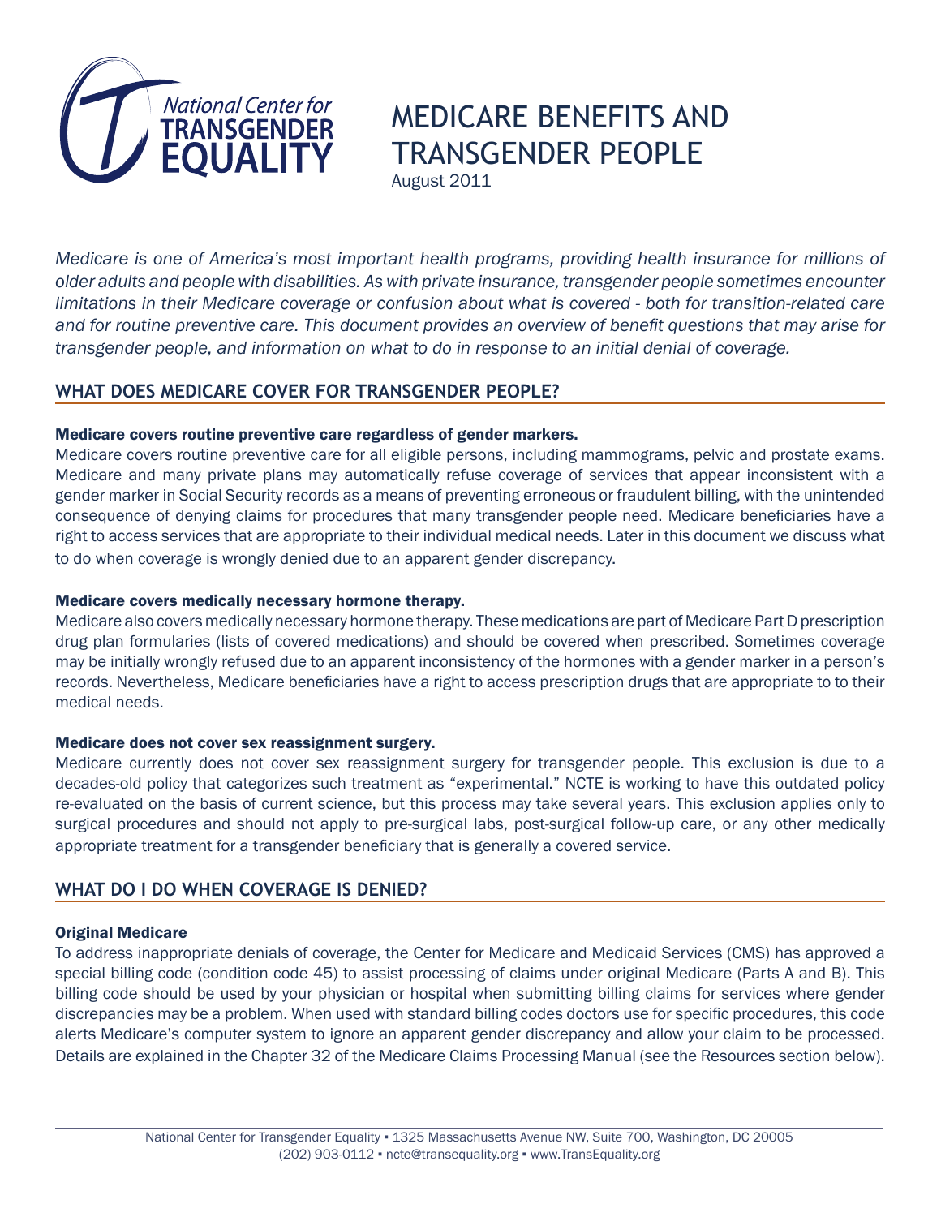# MEDICARE BENEFITS AND TRANSGENDER PEOPLE

August 2011

*Medicare is one of America's most important health programs, providing health insurance for millions of older adults and people with disabilities. As with private insurance, transgender people sometimes encounter limitations in their Medicare coverage or confusion about what is covered - both for transition-related care and for routine preventive care. This document provides an overview of benefit questions that may arise for transgender people, and information on what to do in response to an initial denial of coverage.*

## WHAT DOES MEDICARE COVER FOR TRANSGENDER PEOPLE?

### Medicare covers routine preventive care regardless of gender markers.

Medicare covers routine preventive care for all eligible persons, including mammograms, pelvic and prostate exams. Medicare and many private plans may automatically refuse coverage of services that appear inconsistent with a gender marker in Social Security records as a means of preventing erroneous or fraudulent billing, with the unintended consequence of denying claims for procedures that many transgender people need. Medicare beneficiaries have a right to access services that are appropriate to their individual medical needs. Later in this document we discuss what to do when coverage is wrongly denied due to an apparent gender discrepancy.

### Medicare covers medically necessary hormone therapy.

Medicare also covers medically necessary hormone therapy. These medications are part of Medicare Part D prescription drug plan formularies (lists of covered medications) and should be covered when prescribed. Sometimes coverage may be initially wrongly refused due to an apparent inconsistency of the hormones with a gender marker in a person's records. Nevertheless, Medicare beneficiaries have a right to access prescription drugs that are appropriate to to their medical needs.

### Medicare does not cover sex reassignment surgery.

Medicare currently does not cover sex reassignment surgery for transgender people. This exclusion is due to a decades-old policy that categorizes such treatment as "experimental." NCTE is working to have this outdated policy re-evaluated on the basis of current science, but this process may take several years. This exclusion applies only to surgical procedures and should not apply to pre-surgical labs, post-surgical follow-up care, or any other medically appropriate treatment for a transgender beneficiary that is generally a covered service.

## WHAT DO I DO WHEN COVERAGE IS DENIED?

### Original Medicare

To address inappropriate denials of coverage, the Center for Medicare and Medicaid Services (CMS) has approved a special billing code (condition code 45) to assist processing of claims under original Medicare (Parts A and B). This billing code should be used by your physician or hospital when submitting billing claims for services where gender discrepancies may be a problem. When used with standard billing codes doctors use for specific procedures, this code alerts Medicare's computer system to ignore an apparent gender discrepancy and allow your claim to be processed. Details are explained in the Chapter 32 of the Medicare Claims Processing Manual (see the Resources section below).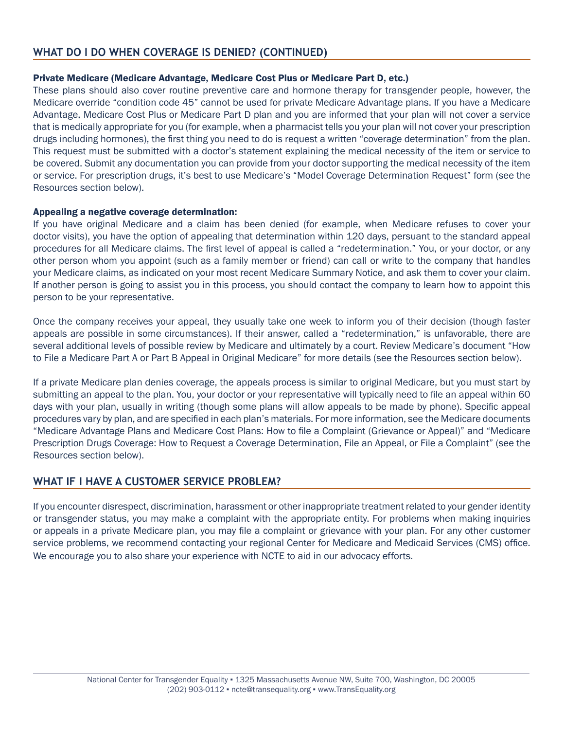## WHAT DO I DO WHEN COVERAGE IS DENIED? (CONTINUED)

**Private Medicare (Medicare Advantage, Medicare Cost Plus or Medicare Part D, etc.)**

These plans should also cover routine preventive care and hormone therapy for transgender people, however, the Medicare override "condition code 45" cannot be used for private Medicare Advantage plans. If you have a Medicare Advantage, Medicare Cost Plus or Medicare Part D plan and you are informed that your plan will not cover a service that is medically appropriate for you (for example, when a pharmacist tells you your plan will not cover your prescription drugs including hormones), the first thing you need to do is request a written "coverage determination" from the plan. This request must be submitted with a doctor's statement explaining the medical necessity of the item or service to be covered. Submit any documentation you can provide from your doctor supporting the medical necessity of the item or service. For prescription drugs, it's best to use Medicare's "Model Coverage Determination Request" form (see the Resources section below).

**Appealing a negative coverage determination:**

If you have original Medicare and a claim has been denied (for example, when Medicare refuses to cover your doctor visits), you have the option of appealing that determination within 120 days, persuant to the standard appeal procedures for all Medicare claims. The first level of appeal is called a "redetermination." You, or your doctor, or any other person whom you appoint (such as a family member or friend) can call or write to the company that handles your Medicare claims, as indicated on your most recent Medicare Summary Notice, and ask them to cover your claim. If another person is going to assist you in this process, you should contact the company to learn how to appoint this person to be your representative.

Once the company receives your appeal, they usually take one week to inform you of their decision (though faster appeals are possible in some circumstances). If their answer, called a "redetermination," is unfavorable, there are several additional levels of possible review by Medicare and ultimately by a court. Review Medicare's document "How to File a Medicare Part A or Part B Appeal in Original Medicare" for more details (see the Resources section below).

If a private Medicare plan denies coverage, the appeals process is similar to original Medicare, but you must start by submitting an appeal to the plan. You, your doctor or your representative will typically need to file an appeal within 60 days with your plan, usually in writing (though some plans will allow appeals to be made by phone). Specific appeal procedures vary by plan, and are specified in each plan's materials. For more information, see the Medicare documents "Medicare Advantage Plans and Medicare Cost Plans: How to file a Complaint (Grievance or Appeal)" and "Medicare Prescription Drugs Coverage: How to Request a Coverage Determination, File an Appeal, or File a Complaint" (see the Resources section below).

## WHAT IF I HAVE A CUSTOMER SERVICE PROBLEM?

If you encounter disrespect, discrimination, harassment or other inappropriate treatment related to your gender identity or transgender status, you may make a complaint with the appropriate entity. For problems when making inquiries or appeals in a private Medicare plan, you may file a complaint or grievance with your plan. For any other customer service problems, we recommend contacting your regional Center for Medicare and Medicaid Services (CMS) office. We encourage you to also share your experience with NCTE to aid in our advocacy efforts.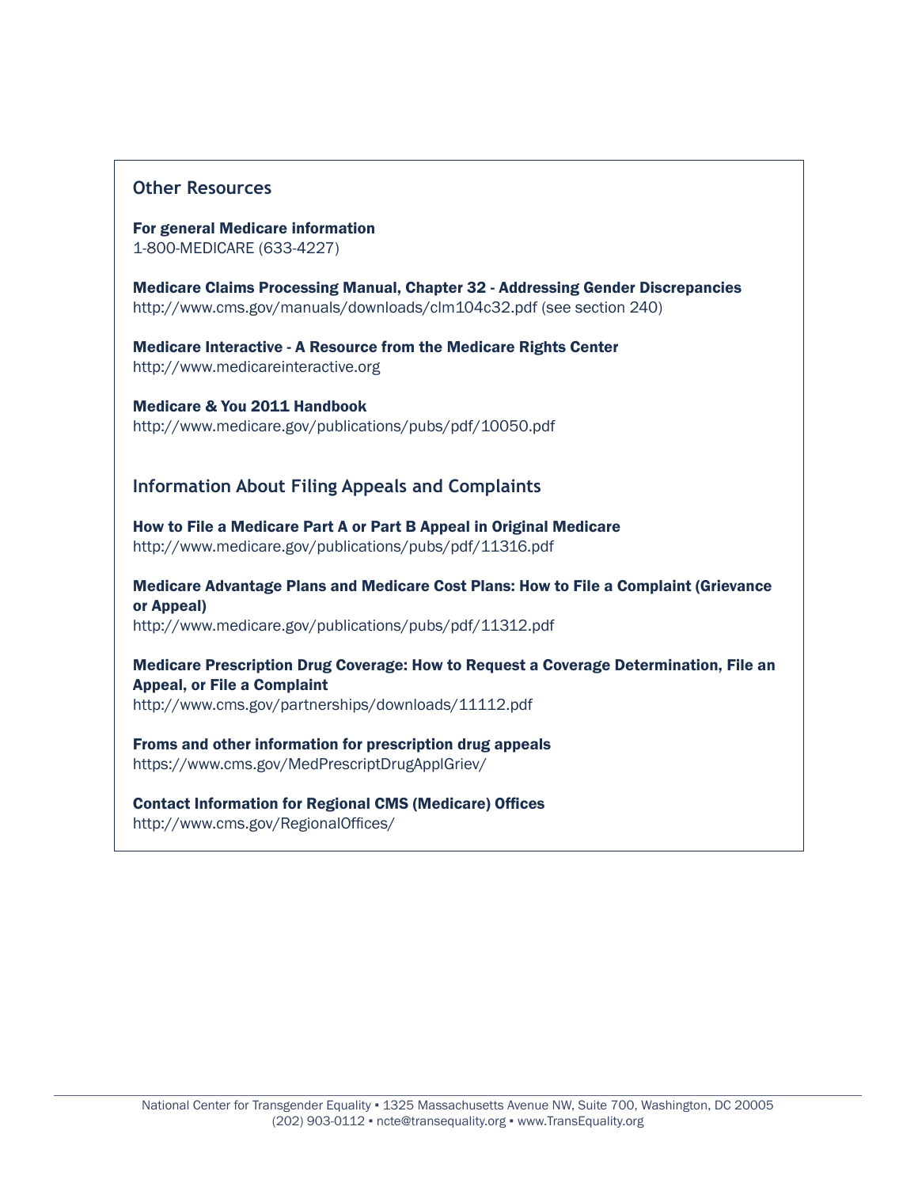## Other Resources

**For general Medicare information**
1-800-MEDICARE (633-4227)

**Medicare Claims Processing Manual, Chapter 32 - Addressing Gender Discrepancies**
http://www.cms.gov/manuals/downloads/clm104c32.pdf (see section 240)

**Medicare Interactive - A Resource from the Medicare Rights Center**
http://www.medicareinteractive.org

**Medicare & You 2011 Handbook**
http://www.medicare.gov/publications/pubs/pdf/10050.pdf

## Information About Filing Appeals and Complaints

**How to File a Medicare Part A or Part B Appeal in Original Medicare**
http://www.medicare.gov/publications/pubs/pdf/11316.pdf

**Medicare Advantage Plans and Medicare Cost Plans: How to File a Complaint (Grievance or Appeal)**
http://www.medicare.gov/publications/pubs/pdf/11312.pdf

**Medicare Prescription Drug Coverage: How to Request a Coverage Determination, File an Appeal, or File a Complaint**
http://www.cms.gov/partnerships/downloads/11112.pdf

**Froms and other information for prescription drug appeals**
https://www.cms.gov/MedPrescriptDrugApplGriev/

**Contact Information for Regional CMS (Medicare) Offices**
http://www.cms.gov/RegionalOffices/

National Center for Transgender Equality ▪ 1325 Massachusetts Avenue NW, Suite 700, Washington, DC 20005
(202) 903-0112 ▪ ncte@transequality.org ▪ www.TransEquality.org